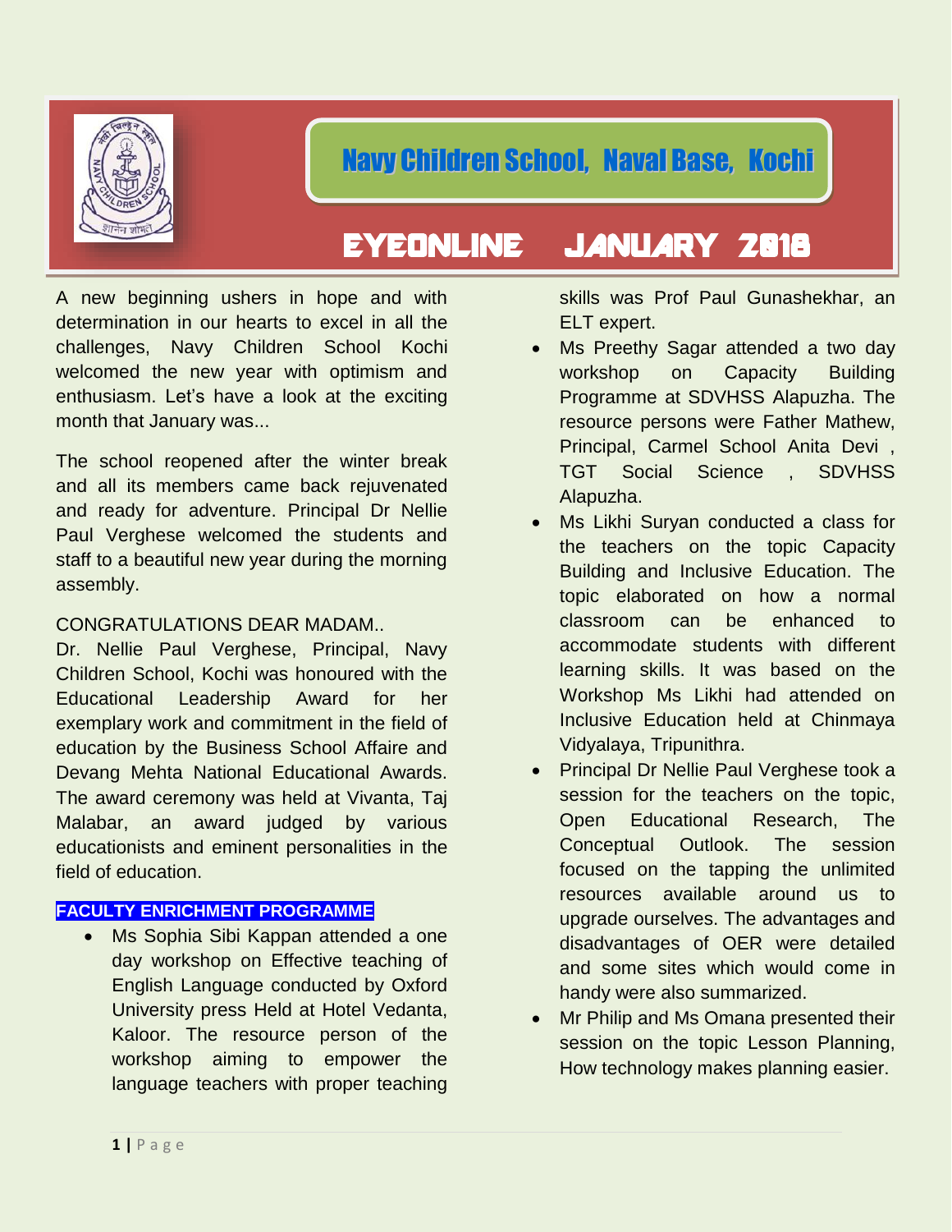# Navy Children School, Naval Base, Kochi

## EYEONLINE JANUARY 2018

A new beginning ushers in hope and with determination in our hearts to excel in all the challenges, Navy Children School Kochi welcomed the new year with optimism and enthusiasm. Let's have a look at the exciting month that January was...

The school reopened after the winter break and all its members came back rejuvenated and ready for adventure. Principal Dr Nellie Paul Verghese welcomed the students and staff to a beautiful new year during the morning assembly.

CONGRATULATIONS DEAR MADAM..

Dr. Nellie Paul Verghese, Principal, Navy Children School, Kochi was honoured with the Educational Leadership Award for her exemplary work and commitment in the field of education by the Business School Affaire and Devang Mehta National Educational Awards. The award ceremony was held at Vivanta, Taj Malabar, an award judged by various educationists and eminent personalities in the field of education.

**FACULTY ENRICHMENT PROGRAMME**

- Ms Sophia Sibi Kappan attended a one day workshop on Effective teaching of English Language conducted by Oxford University press Held at Hotel Vedanta, Kaloor. The resource person of the workshop aiming to empower the language teachers with proper teaching skills was Prof Paul Gunashekhar, an ELT expert.
- Ms Preethy Sagar attended a two day workshop on Capacity Building Programme at SDVHSS Alapuzha. The resource persons were Father Mathew, Principal, Carmel School Anita Devi , TGT Social Science , SDVHSS Alapuzha.
- Ms Likhi Suryan conducted a class for the teachers on the topic Capacity Building and Inclusive Education. The topic elaborated on how a normal classroom can be enhanced to accommodate students with different learning skills. It was based on the Workshop Ms Likhi had attended on Inclusive Education held at Chinmaya Vidyalaya, Tripunithra.
- Principal Dr Nellie Paul Verghese took a session for the teachers on the topic, Open Educational Research, The Conceptual Outlook. The session focused on the tapping the unlimited resources available around us to upgrade ourselves. The advantages and disadvantages of OER were detailed and some sites which would come in handy were also summarized.
- Mr Philip and Ms Omana presented their session on the topic Lesson Planning, How technology makes planning easier.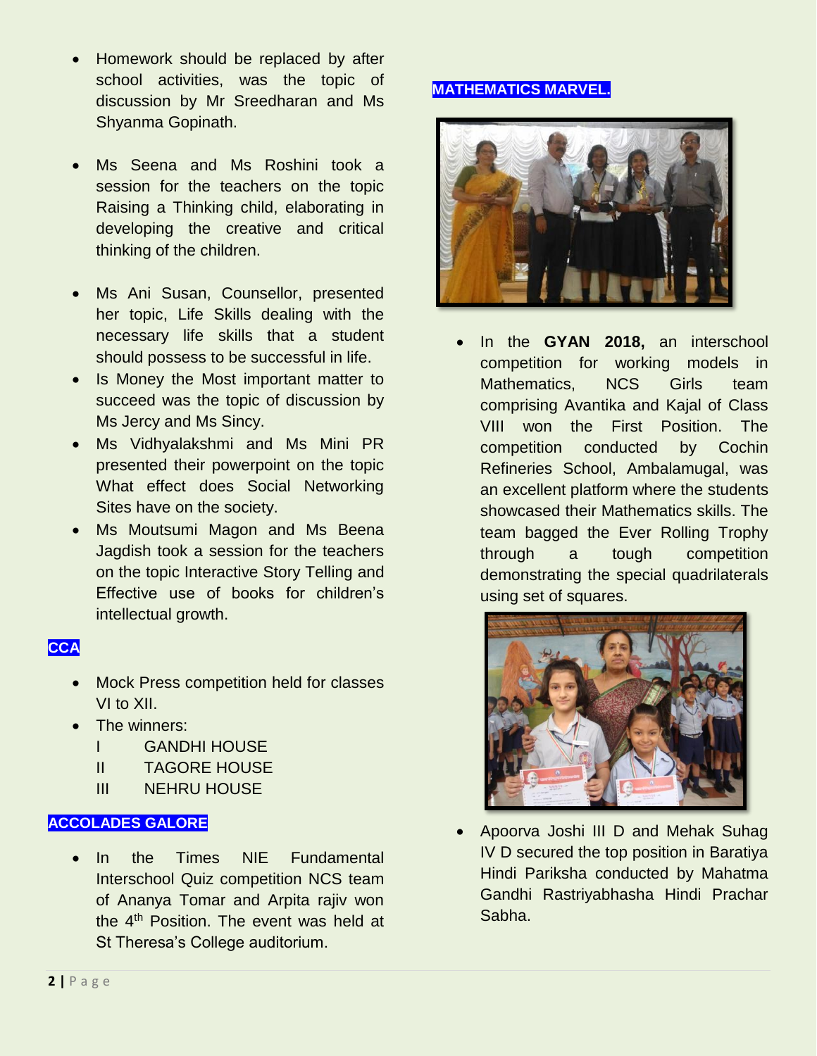- Homework should be replaced by after school activities, was the topic of discussion by Mr Sreedharan and Ms Shyanma Gopinath.

- Ms Seena and Ms Roshini took a session for the teachers on the topic Raising a Thinking child, elaborating in developing the creative and critical thinking of the children.

- Ms Ani Susan, Counsellor, presented her topic, Life Skills dealing with the necessary life skills that a student should possess to be successful in life.
- Is Money the Most important matter to succeed was the topic of discussion by Ms Jercy and Ms Sincy.
- Ms Vidhyalakshmi and Ms Mini PR presented their powerpoint on the topic What effect does Social Networking Sites have on the society.
- Ms Moutsumi Magon and Ms Beena Jagdish took a session for the teachers on the topic Interactive Story Telling and Effective use of books for children's intellectual growth.

## CCA

- Mock Press competition held for classes VI to XII.
- The winners:
  I GANDHI HOUSE
  II TAGORE HOUSE
  III NEHRU HOUSE

## ACCOLADES GALORE

- In the Times NIE Fundamental Interschool Quiz competition NCS team of Ananya Tomar and Arpita rajiv won the 4th Position. The event was held at St Theresa's College auditorium.

## MATHEMATICS MARVEL.

- In the **GYAN 2018,** an interschool competition for working models in Mathematics, NCS Girls team comprising Avantika and Kajal of Class VIII won the First Position. The competition conducted by Cochin Refineries School, Ambalamugal, was an excellent platform where the students showcased their Mathematics skills. The team bagged the Ever Rolling Trophy through a tough competition demonstrating the special quadrilaterals using set of squares.

- Apoorva Joshi III D and Mehak Suhag IV D secured the top position in Baratiya Hindi Pariksha conducted by Mahatma Gandhi Rastriyabhasha Hindi Prachar Sabha.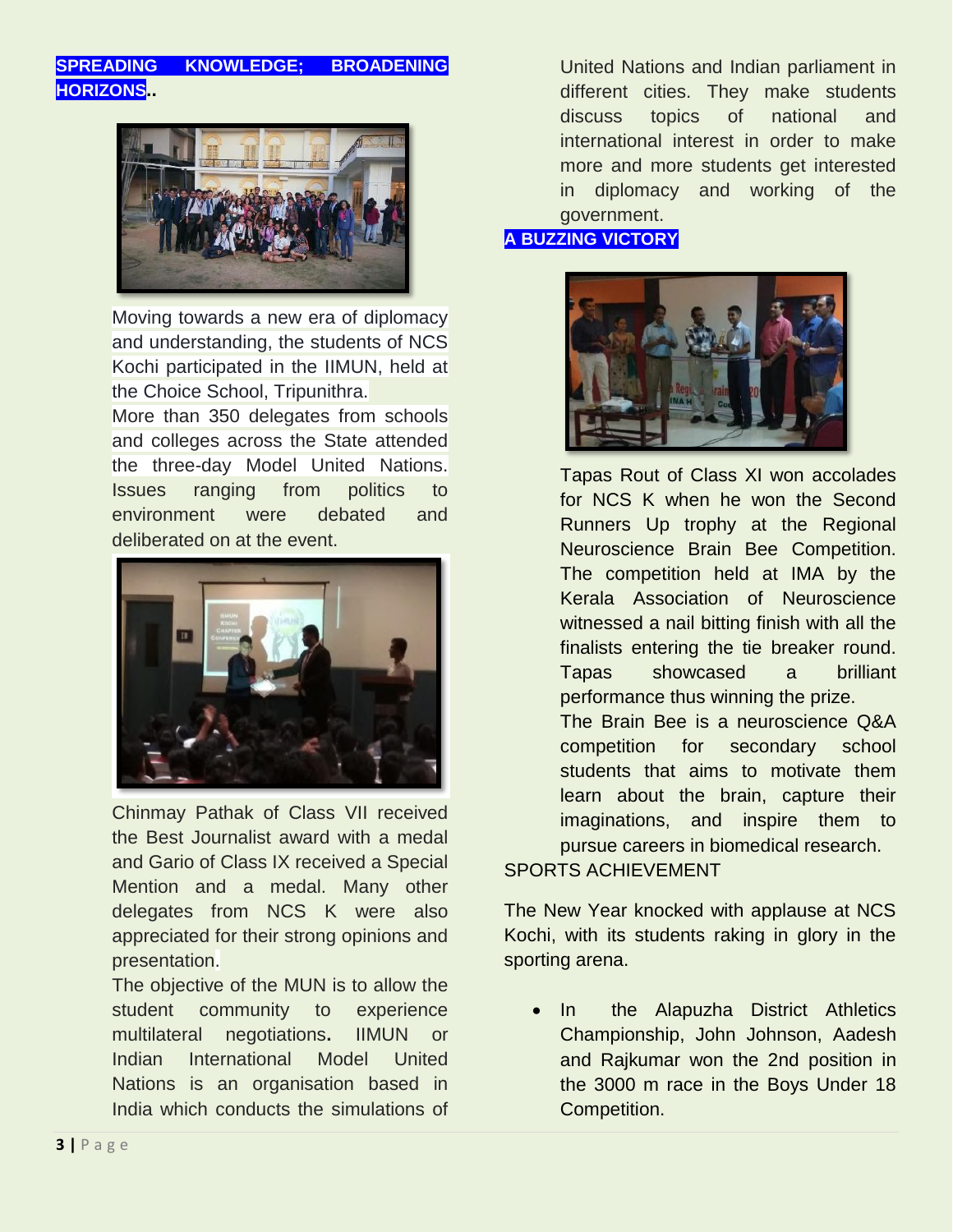## SPREADING KNOWLEDGE; BROADENING HORIZONS..

Moving towards a new era of diplomacy and understanding, the students of NCS Kochi participated in the IIMUN, held at the Choice School, Tripunithra.

More than 350 delegates from schools and colleges across the State attended the three-day Model United Nations. Issues ranging from politics to environment were debated and deliberated on at the event.

Chinmay Pathak of Class VII received the Best Journalist award with a medal and Gario of Class IX received a Special Mention and a medal. Many other delegates from NCS K were also appreciated for their strong opinions and presentation.

The objective of the MUN is to allow the student community to experience multilateral negotiations. IIMUN or Indian International Model United Nations is an organisation based in India which conducts the simulations of United Nations and Indian parliament in different cities. They make students discuss topics of national and international interest in order to make more and more students get interested in diplomacy and working of the government.

## A BUZZING VICTORY

Tapas Rout of Class XI won accolades for NCS K when he won the Second Runners Up trophy at the Regional Neuroscience Brain Bee Competition. The competition held at IMA by the Kerala Association of Neuroscience witnessed a nail bitting finish with all the finalists entering the tie breaker round. Tapas showcased a brilliant performance thus winning the prize.

The Brain Bee is a neuroscience Q&A competition for secondary school students that aims to motivate them learn about the brain, capture their imaginations, and inspire them to pursue careers in biomedical research.

## SPORTS ACHIEVEMENT

The New Year knocked with applause at NCS Kochi, with its students raking in glory in the sporting arena.

- In the Alapuzha District Athletics Championship, John Johnson, Aadesh and Rajkumar won the 2nd position in the 3000 m race in the Boys Under 18 Competition.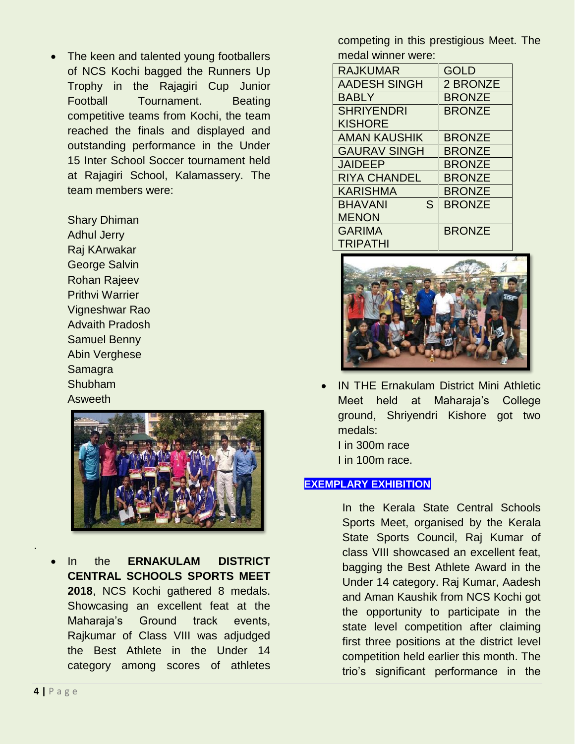- The keen and talented young footballers of NCS Kochi bagged the Runners Up Trophy in the Rajagiri Cup Junior Football Tournament. Beating competitive teams from Kochi, the team reached the finals and displayed and outstanding performance in the Under 15 Inter School Soccer tournament held at Rajagiri School, Kalamassery. The team members were:

  Shary Dhiman
  Adhul Jerry
  Raj KArwakar
  George Salvin
  Rohan Rajeev
  Prithvi Warrier
  Vigneshwar Rao
  Advaith Pradosh
  Samuel Benny
  Abin Verghese
  Samagra
  Shubham
  Asweeth

- In the **ERNAKULAM DISTRICT CENTRAL SCHOOLS SPORTS MEET 2018**, NCS Kochi gathered 8 medals. Showcasing an excellent feat at the Maharaja's Ground track events, Rajkumar of Class VIII was adjudged the Best Athlete in the Under 14 category among scores of athletes competing in this prestigious Meet. The medal winner were:

| RAJKUMAR | GOLD |
|---|---|
| AADESH SINGH | 2 BRONZE |
| BABLY | BRONZE |
| SHRIYENDRI KISHORE | BRONZE |
| AMAN KAUSHIK | BRONZE |
| GAURAV SINGH | BRONZE |
| JAIDEEP | BRONZE |
| RIYA CHANDEL | BRONZE |
| KARISHMA | BRONZE |
| BHAVANI S MENON | BRONZE |
| GARIMA TRIPATHI | BRONZE |

- IN THE Ernakulam District Mini Athletic Meet held at Maharaja's College ground, Shriyendri Kishore got two medals:
  I in 300m race
  I in 100m race.

**EXEMPLARY EXHIBITION**

In the Kerala State Central Schools Sports Meet, organised by the Kerala State Sports Council, Raj Kumar of class VIII showcased an excellent feat, bagging the Best Athlete Award in the Under 14 category. Raj Kumar, Aadesh and Aman Kaushik from NCS Kochi got the opportunity to participate in the state level competition after claiming first three positions at the district level competition held earlier this month. The trio's significant performance in the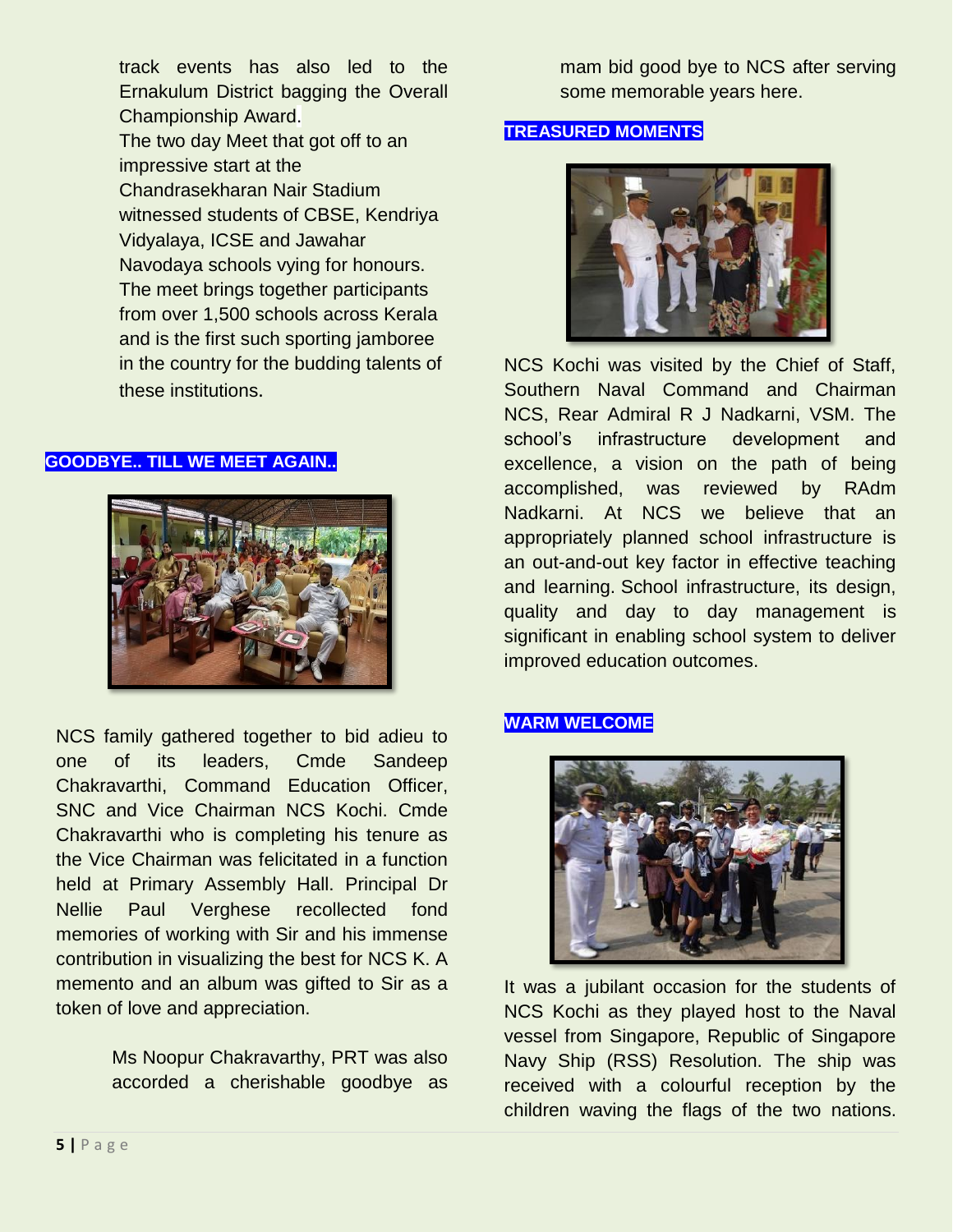track events has also led to the Ernakulum District bagging the Overall Championship Award.
The two day Meet that got off to an impressive start at the Chandrasekharan Nair Stadium witnessed students of CBSE, Kendriya Vidyalaya, ICSE and Jawahar Navodaya schools vying for honours. The meet brings together participants from over 1,500 schools across Kerala and is the first such sporting jamboree in the country for the budding talents of these institutions.

## GOODBYE.. TILL WE MEET AGAIN..

NCS family gathered together to bid adieu to one of its leaders, Cmde Sandeep Chakravarthi, Command Education Officer, SNC and Vice Chairman NCS Kochi. Cmde Chakravarthi who is completing his tenure as the Vice Chairman was felicitated in a function held at Primary Assembly Hall. Principal Dr Nellie Paul Verghese recollected fond memories of working with Sir and his immense contribution in visualizing the best for NCS K. A memento and an album was gifted to Sir as a token of love and appreciation.

Ms Noopur Chakravarthy, PRT was also accorded a cherishable goodbye as mam bid good bye to NCS after serving some memorable years here.

## TREASURED MOMENTS

NCS Kochi was visited by the Chief of Staff, Southern Naval Command and Chairman NCS, Rear Admiral R J Nadkarni, VSM. The school's infrastructure development and excellence, a vision on the path of being accomplished, was reviewed by RAdm Nadkarni. At NCS we believe that an appropriately planned school infrastructure is an out-and-out key factor in effective teaching and learning. School infrastructure, its design, quality and day to day management is significant in enabling school system to deliver improved education outcomes.

## WARM WELCOME

It was a jubilant occasion for the students of NCS Kochi as they played host to the Naval vessel from Singapore, Republic of Singapore Navy Ship (RSS) Resolution. The ship was received with a colourful reception by the children waving the flags of the two nations.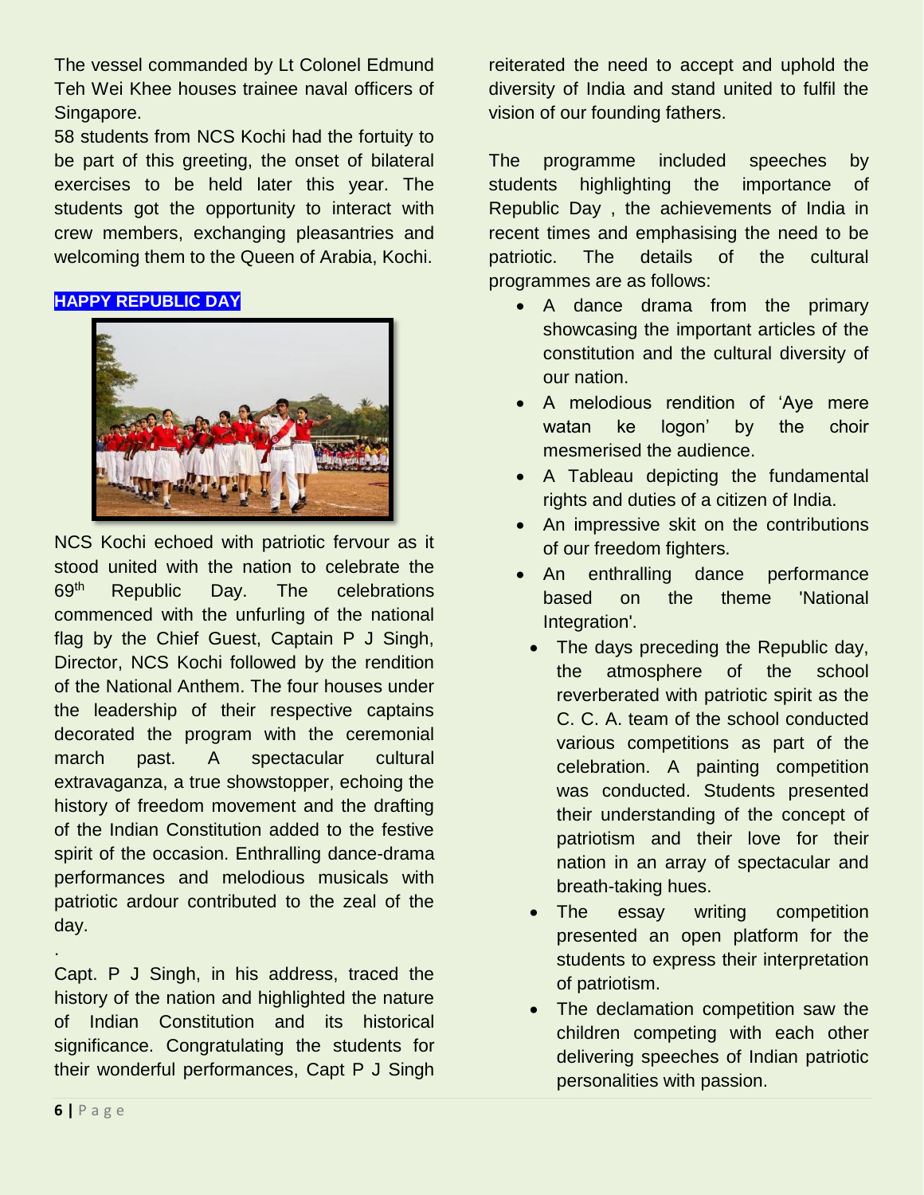The vessel commanded by Lt Colonel Edmund Teh Wei Khee houses trainee naval officers of Singapore.

58 students from NCS Kochi had the fortuity to be part of this greeting, the onset of bilateral exercises to be held later this year. The students got the opportunity to interact with crew members, exchanging pleasantries and welcoming them to the Queen of Arabia, Kochi.

## HAPPY REPUBLIC DAY

NCS Kochi echoed with patriotic fervour as it stood united with the nation to celebrate the 69th Republic Day. The celebrations commenced with the unfurling of the national flag by the Chief Guest, Captain P J Singh, Director, NCS Kochi followed by the rendition of the National Anthem. The four houses under the leadership of their respective captains decorated the program with the ceremonial march past. A spectacular cultural extravaganza, a true showstopper, echoing the history of freedom movement and the drafting of the Indian Constitution added to the festive spirit of the occasion. Enthralling dance-drama performances and melodious musicals with patriotic ardour contributed to the zeal of the day.

.

Capt. P J Singh, in his address, traced the history of the nation and highlighted the nature of Indian Constitution and its historical significance. Congratulating the students for their wonderful performances, Capt P J Singh reiterated the need to accept and uphold the diversity of India and stand united to fulfil the vision of our founding fathers.

The programme included speeches by students highlighting the importance of Republic Day , the achievements of India in recent times and emphasising the need to be patriotic. The details of the cultural programmes are as follows:

- A dance drama from the primary showcasing the important articles of the constitution and the cultural diversity of our nation.
- A melodious rendition of 'Aye mere watan ke logon' by the choir mesmerised the audience.
- A Tableau depicting the fundamental rights and duties of a citizen of India.
- An impressive skit on the contributions of our freedom fighters.
- An enthralling dance performance based on the theme 'National Integration'.
- The days preceding the Republic day, the atmosphere of the school reverberated with patriotic spirit as the C. C. A. team of the school conducted various competitions as part of the celebration. A painting competition was conducted. Students presented their understanding of the concept of patriotism and their love for their nation in an array of spectacular and breath-taking hues.
- The essay writing competition presented an open platform for the students to express their interpretation of patriotism.
- The declamation competition saw the children competing with each other delivering speeches of Indian patriotic personalities with passion.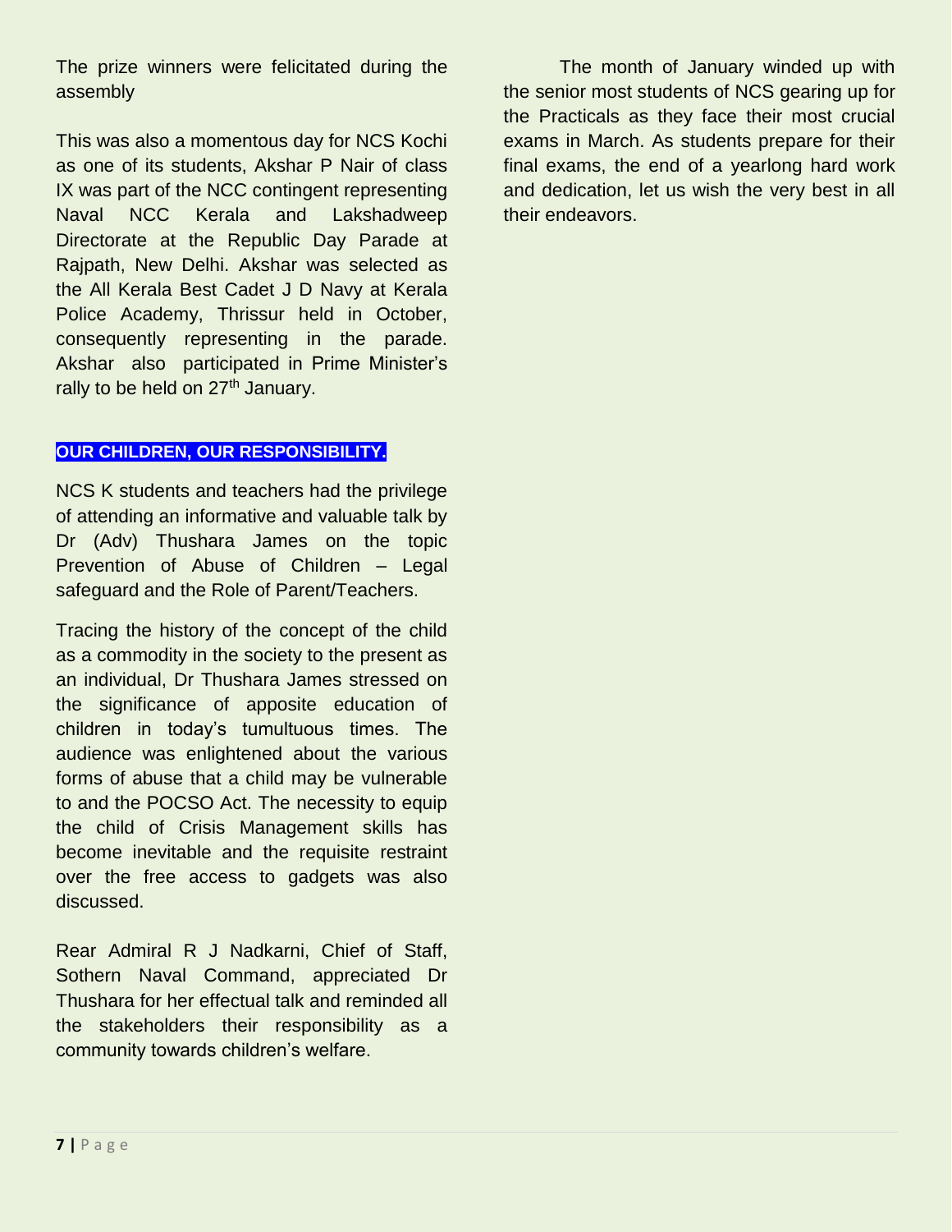The prize winners were felicitated during the assembly

This was also a momentous day for NCS Kochi as one of its students, Akshar P Nair of class IX was part of the NCC contingent representing Naval NCC Kerala and Lakshadweep Directorate at the Republic Day Parade at Rajpath, New Delhi. Akshar was selected as the All Kerala Best Cadet J D Navy at Kerala Police Academy, Thrissur held in October, consequently representing in the parade. Akshar also participated in Prime Minister's rally to be held on 27th January.

**OUR CHILDREN, OUR RESPONSIBILITY.**

NCS K students and teachers had the privilege of attending an informative and valuable talk by Dr (Adv) Thushara James on the topic Prevention of Abuse of Children – Legal safeguard and the Role of Parent/Teachers.

Tracing the history of the concept of the child as a commodity in the society to the present as an individual, Dr Thushara James stressed on the significance of apposite education of children in today's tumultuous times. The audience was enlightened about the various forms of abuse that a child may be vulnerable to and the POCSO Act. The necessity to equip the child of Crisis Management skills has become inevitable and the requisite restraint over the free access to gadgets was also discussed.

Rear Admiral R J Nadkarni, Chief of Staff, Sothern Naval Command, appreciated Dr Thushara for her effectual talk and reminded all the stakeholders their responsibility as a community towards children's welfare.

The month of January winded up with the senior most students of NCS gearing up for the Practicals as they face their most crucial exams in March. As students prepare for their final exams, the end of a yearlong hard work and dedication, let us wish the very best in all their endeavors.